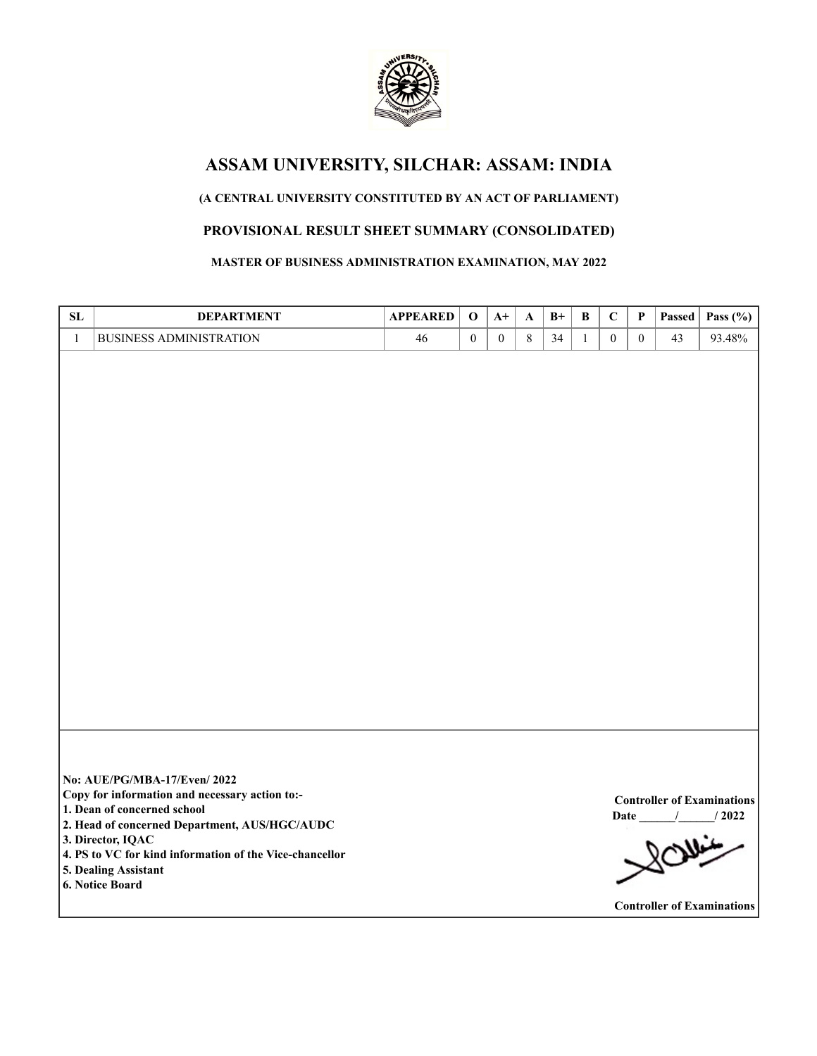# ASSAM UNIVERSITY, SILCHAR: ASSAM: INDIA

**(A CENTRAL UNIVERSITY CONSTITUTED BY AN ACT OF PARLIAMENT)**

**PROVISIONAL RESULT SHEET SUMMARY (CONSOLIDATED)**

**MASTER OF BUSINESS ADMINISTRATION EXAMINATION, MAY 2022**

| SL | DEPARTMENT | APPEARED | O | A+ | A | B+ | B | C | P | Passed | Pass (%) |
|---|---|---|---|---|---|---|---|---|---|---|---|
| 1 | BUSINESS ADMINISTRATION | 46 | 0 | 0 | 8 | 34 | 1 | 0 | 0 | 43 | 93.48% |

**No: AUE/PG/MBA-17/Even/ 2022**

**Copy for information and necessary action to:-**

1. **Dean of concerned school**
2. **Head of concerned Department, AUS/HGC/AUDC**
3. **Director, IQAC**
4. **PS to VC for kind information of the Vice-chancellor**
5. **Dealing Assistant**
6. **Notice Board**

**Controller of Examinations**

**Date ______/______/ 2022**

**Controller of Examinations**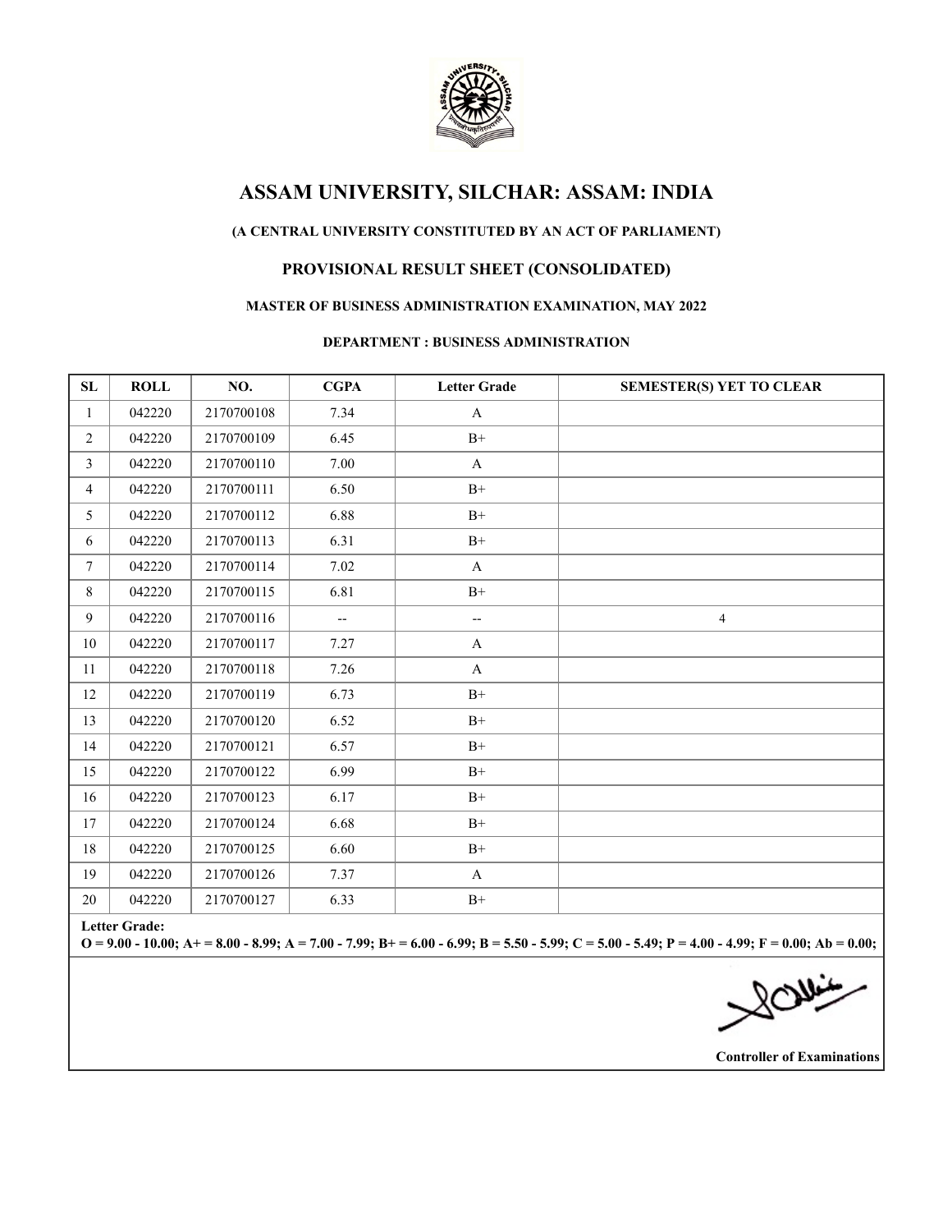# ASSAM UNIVERSITY, SILCHAR: ASSAM: INDIA

**(A CENTRAL UNIVERSITY CONSTITUTED BY AN ACT OF PARLIAMENT)**

## PROVISIONAL RESULT SHEET (CONSOLIDATED)

**MASTER OF BUSINESS ADMINISTRATION EXAMINATION, MAY 2022**

**DEPARTMENT : BUSINESS ADMINISTRATION**

| SL | ROLL | NO. | CGPA | Letter Grade | SEMESTER(S) YET TO CLEAR |
|---|---|---|---|---|---|
| 1 | 042220 | 2170700108 | 7.34 | A | |
| 2 | 042220 | 2170700109 | 6.45 | B+ | |
| 3 | 042220 | 2170700110 | 7.00 | A | |
| 4 | 042220 | 2170700111 | 6.50 | B+ | |
| 5 | 042220 | 2170700112 | 6.88 | B+ | |
| 6 | 042220 | 2170700113 | 6.31 | B+ | |
| 7 | 042220 | 2170700114 | 7.02 | A | |
| 8 | 042220 | 2170700115 | 6.81 | B+ | |
| 9 | 042220 | 2170700116 | -- | -- | 4 |
| 10 | 042220 | 2170700117 | 7.27 | A | |
| 11 | 042220 | 2170700118 | 7.26 | A | |
| 12 | 042220 | 2170700119 | 6.73 | B+ | |
| 13 | 042220 | 2170700120 | 6.52 | B+ | |
| 14 | 042220 | 2170700121 | 6.57 | B+ | |
| 15 | 042220 | 2170700122 | 6.99 | B+ | |
| 16 | 042220 | 2170700123 | 6.17 | B+ | |
| 17 | 042220 | 2170700124 | 6.68 | B+ | |
| 18 | 042220 | 2170700125 | 6.60 | B+ | |
| 19 | 042220 | 2170700126 | 7.37 | A | |
| 20 | 042220 | 2170700127 | 6.33 | B+ | |

**Letter Grade:**
**O = 9.00 - 10.00; A+ = 8.00 - 8.99; A = 7.00 - 7.99; B+ = 6.00 - 6.99; B = 5.50 - 5.99; C = 5.00 - 5.49; P = 4.00 - 4.99; F = 0.00; Ab = 0.00;**

**Controller of Examinations**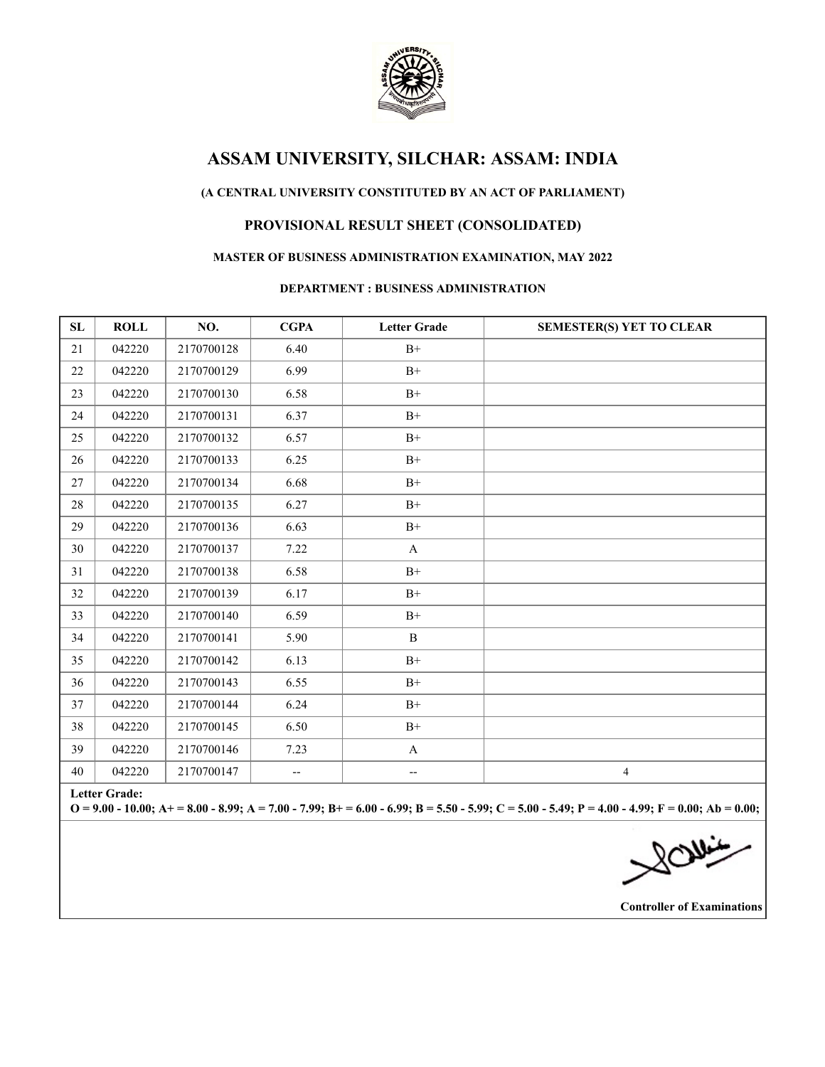# ASSAM UNIVERSITY, SILCHAR: ASSAM: INDIA

**(A CENTRAL UNIVERSITY CONSTITUTED BY AN ACT OF PARLIAMENT)**

## PROVISIONAL RESULT SHEET (CONSOLIDATED)

**MASTER OF BUSINESS ADMINISTRATION EXAMINATION, MAY 2022**

**DEPARTMENT : BUSINESS ADMINISTRATION**

| SL | ROLL | NO. | CGPA | Letter Grade | SEMESTER(S) YET TO CLEAR |
|---|---|---|---|---|---|
| 21 | 042220 | 2170700128 | 6.40 | B+ | |
| 22 | 042220 | 2170700129 | 6.99 | B+ | |
| 23 | 042220 | 2170700130 | 6.58 | B+ | |
| 24 | 042220 | 2170700131 | 6.37 | B+ | |
| 25 | 042220 | 2170700132 | 6.57 | B+ | |
| 26 | 042220 | 2170700133 | 6.25 | B+ | |
| 27 | 042220 | 2170700134 | 6.68 | B+ | |
| 28 | 042220 | 2170700135 | 6.27 | B+ | |
| 29 | 042220 | 2170700136 | 6.63 | B+ | |
| 30 | 042220 | 2170700137 | 7.22 | A | |
| 31 | 042220 | 2170700138 | 6.58 | B+ | |
| 32 | 042220 | 2170700139 | 6.17 | B+ | |
| 33 | 042220 | 2170700140 | 6.59 | B+ | |
| 34 | 042220 | 2170700141 | 5.90 | B | |
| 35 | 042220 | 2170700142 | 6.13 | B+ | |
| 36 | 042220 | 2170700143 | 6.55 | B+ | |
| 37 | 042220 | 2170700144 | 6.24 | B+ | |
| 38 | 042220 | 2170700145 | 6.50 | B+ | |
| 39 | 042220 | 2170700146 | 7.23 | A | |
| 40 | 042220 | 2170700147 | -- | -- | 4 |

**Letter Grade:**
**O = 9.00 - 10.00; A+ = 8.00 - 8.99; A = 7.00 - 7.99; B+ = 6.00 - 6.99; B = 5.50 - 5.99; C = 5.00 - 5.49; P = 4.00 - 4.99; F = 0.00; Ab = 0.00;**

**Controller of Examinations**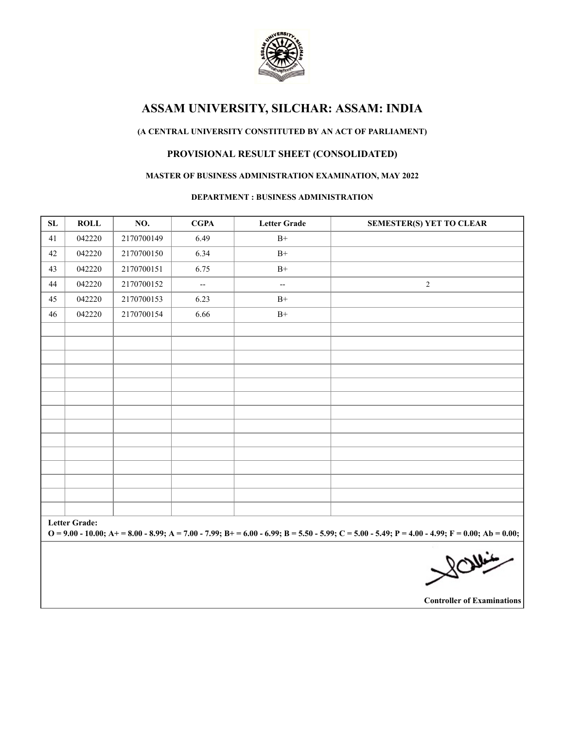# ASSAM UNIVERSITY, SILCHAR: ASSAM: INDIA

**(A CENTRAL UNIVERSITY CONSTITUTED BY AN ACT OF PARLIAMENT)**

## PROVISIONAL RESULT SHEET (CONSOLIDATED)

**MASTER OF BUSINESS ADMINISTRATION EXAMINATION, MAY 2022**

**DEPARTMENT : BUSINESS ADMINISTRATION**

| SL | ROLL | NO. | CGPA | Letter Grade | SEMESTER(S) YET TO CLEAR |
|---|---|---|---|---|---|
| 41 | 042220 | 2170700149 | 6.49 | B+ | |
| 42 | 042220 | 2170700150 | 6.34 | B+ | |
| 43 | 042220 | 2170700151 | 6.75 | B+ | |
| 44 | 042220 | 2170700152 | -- | -- | 2 |
| 45 | 042220 | 2170700153 | 6.23 | B+ | |
| 46 | 042220 | 2170700154 | 6.66 | B+ | |

**Letter Grade:**
**O = 9.00 - 10.00; A+ = 8.00 - 8.99; A = 7.00 - 7.99; B+ = 6.00 - 6.99; B = 5.50 - 5.99; C = 5.00 - 5.49; P = 4.00 - 4.99; F = 0.00; Ab = 0.00;**

**Controller of Examinations**